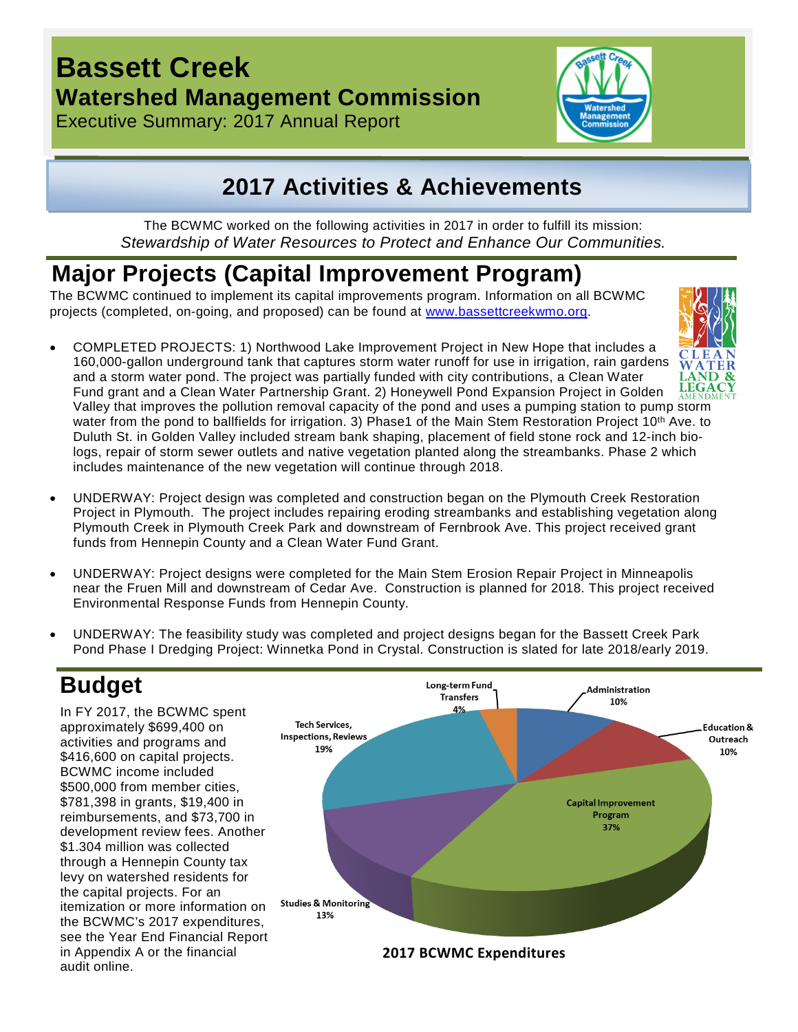# Bassett Creek

## Watershed Management Commission

Executive Summary: 2017 Annual Report

## 2017 Activities & Achievements

The BCWMC worked on the following activities in 2017 in order to fulfill its mission:
*Stewardship of Water Resources to Protect and Enhance Our Communities.*

## Major Projects (Capital Improvement Program)

The BCWMC continued to implement its capital improvements program. Information on all BCWMC projects (completed, on-going, and proposed) can be found at www.bassettcreekwmo.org.

- COMPLETED PROJECTS: 1) Northwood Lake Improvement Project in New Hope that includes a 160,000-gallon underground tank that captures storm water runoff for use in irrigation, rain gardens and a storm water pond. The project was partially funded with city contributions, a Clean Water Fund grant and a Clean Water Partnership Grant. 2) Honeywell Pond Expansion Project in Golden Valley that improves the pollution removal capacity of the pond and uses a pumping station to pump storm water from the pond to ballfields for irrigation. 3) Phase1 of the Main Stem Restoration Project 10th Ave. to Duluth St. in Golden Valley included stream bank shaping, placement of field stone rock and 12-inch bio-logs, repair of storm sewer outlets and native vegetation planted along the streambanks. Phase 2 which includes maintenance of the new vegetation will continue through 2018.

- UNDERWAY: Project design was completed and construction began on the Plymouth Creek Restoration Project in Plymouth. The project includes repairing eroding streambanks and establishing vegetation along Plymouth Creek in Plymouth Creek Park and downstream of Fernbrook Ave. This project received grant funds from Hennepin County and a Clean Water Fund Grant.

- UNDERWAY: Project designs were completed for the Main Stem Erosion Repair Project in Minneapolis near the Fruen Mill and downstream of Cedar Ave. Construction is planned for 2018. This project received Environmental Response Funds from Hennepin County.

- UNDERWAY: The feasibility study was completed and project designs began for the Bassett Creek Park Pond Phase I Dredging Project: Winnetka Pond in Crystal. Construction is slated for late 2018/early 2019.

## Budget

In FY 2017, the BCWMC spent approximately $699,400 on activities and programs and $416,600 on capital projects. BCWMC income included $500,000 from member cities, $781,398 in grants, $19,400 in reimbursements, and $73,700 in development review fees. Another $1.304 million was collected through a Hennepin County tax levy on watershed residents for the capital projects. For an itemization or more information on the BCWMC's 2017 expenditures, see the Year End Financial Report in Appendix A or the financial audit online.

**2017 BCWMC Expenditures**

| Category | Percent |
| --- | --- |
| Administration | 10% |
| Education & Outreach | 10% |
| Capital Improvement Program | 37% |
| Studies & Monitoring | 13% |
| Tech Services, Inspections, Reviews | 19% |
| Long-term Fund Transfers | 4% |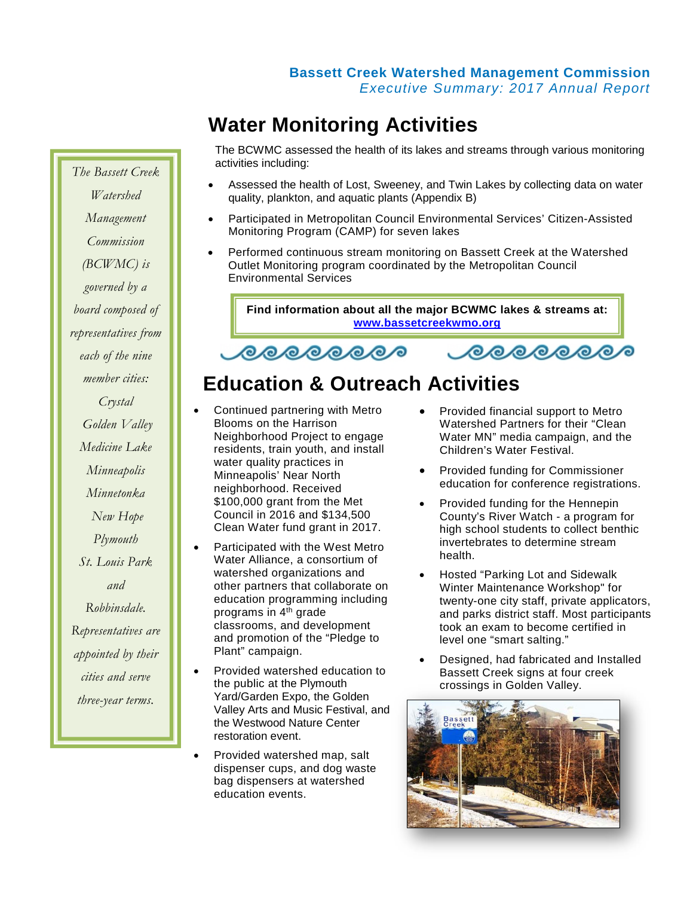# Water Monitoring Activities

The BCWMC assessed the health of its lakes and streams through various monitoring activities including:

- Assessed the health of Lost, Sweeney, and Twin Lakes by collecting data on water quality, plankton, and aquatic plants (Appendix B)
- Participated in Metropolitan Council Environmental Services' Citizen-Assisted Monitoring Program (CAMP) for seven lakes
- Performed continuous stream monitoring on Bassett Creek at the Watershed Outlet Monitoring program coordinated by the Metropolitan Council Environmental Services

**Find information about all the major BCWMC lakes & streams at: www.bassetcreekwmo.org**

*The Bassett Creek Watershed Management Commission (BCWMC) is governed by a board composed of representatives from each of the nine member cities: Crystal, Golden Valley, Medicine Lake, Minneapolis, Minnetonka, New Hope, Plymouth, St. Louis Park and Robbinsdale. Representatives are appointed by their cities and serve three-year terms.*

# Education & Outreach Activities

- Continued partnering with Metro Blooms on the Harrison Neighborhood Project to engage residents, train youth, and install water quality practices in Minneapolis' Near North neighborhood. Received $100,000 grant from the Met Council in 2016 and $134,500 Clean Water fund grant in 2017.
- Participated with the West Metro Water Alliance, a consortium of watershed organizations and other partners that collaborate on education programming including programs in 4th grade classrooms, and development and promotion of the "Pledge to Plant" campaign.
- Provided watershed education to the public at the Plymouth Yard/Garden Expo, the Golden Valley Arts and Music Festival, and the Westwood Nature Center restoration event.
- Provided watershed map, salt dispenser cups, and dog waste bag dispensers at watershed education events.
- Provided financial support to Metro Watershed Partners for their "Clean Water MN" media campaign, and the Children's Water Festival.
- Provided funding for Commissioner education for conference registrations.
- Provided funding for the Hennepin County's River Watch - a program for high school students to collect benthic invertebrates to determine stream health.
- Hosted "Parking Lot and Sidewalk Winter Maintenance Workshop" for twenty-one city staff, private applicators, and parks district staff. Most participants took an exam to become certified in level one "smart salting."
- Designed, had fabricated and Installed Bassett Creek signs at four creek crossings in Golden Valley.